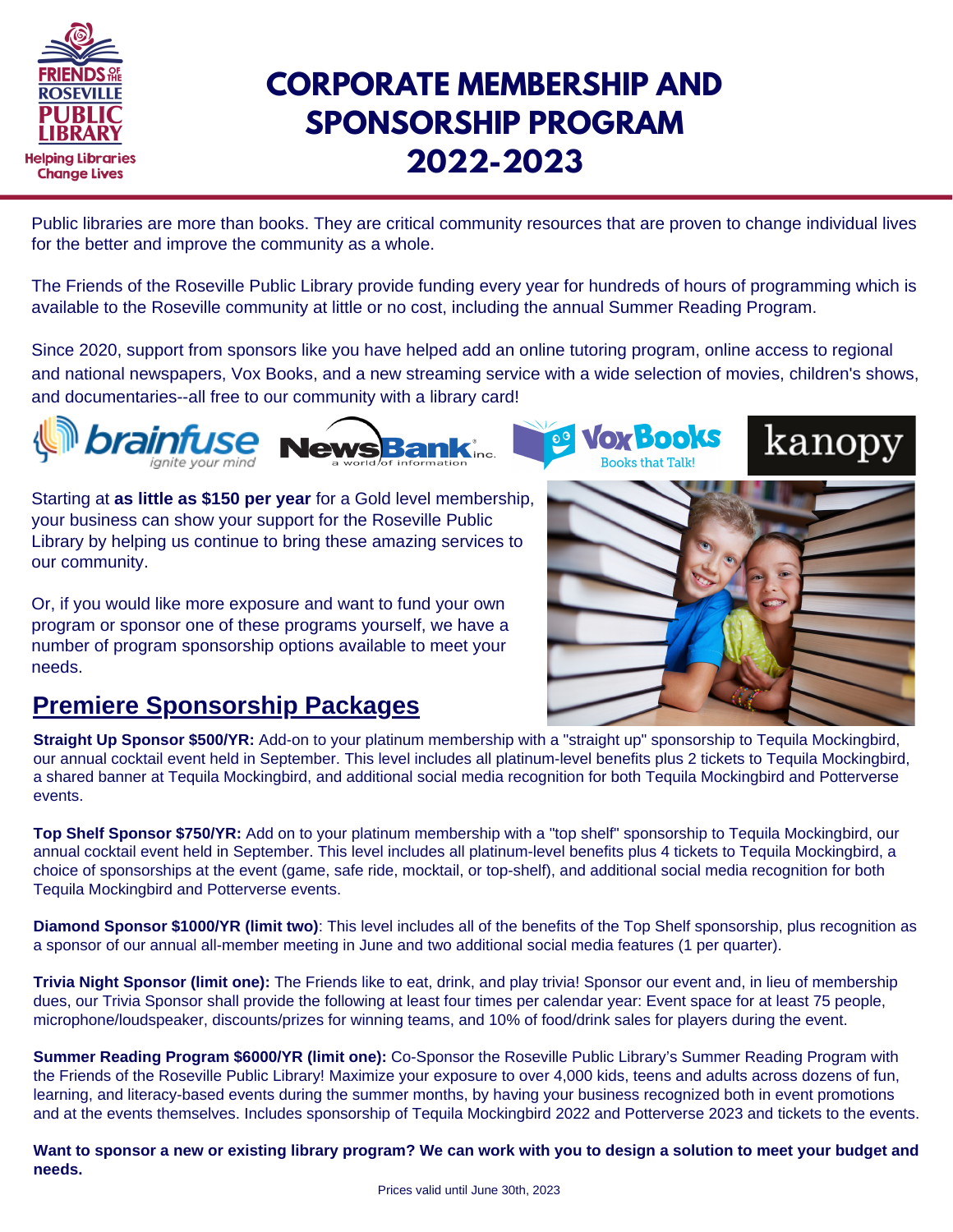# CORPORATE MEMBERSHIP AND SPONSORSHIP PROGRAM 2022-2023

Public libraries are more than books. They are critical community resources that are proven to change individual lives for the better and improve the community as a whole.

The Friends of the Roseville Public Library provide funding every year for hundreds of hours of programming which is available to the Roseville community at little or no cost, including the annual Summer Reading Program.

Since 2020, support from sponsors like you have helped add an online tutoring program, online access to regional and national newspapers, Vox Books, and a new streaming service with a wide selection of movies, children's shows, and documentaries--all free to our community with a library card!

Starting at **as little as $150 per year** for a Gold level membership, your business can show your support for the Roseville Public Library by helping us continue to bring these amazing services to our community.

Or, if you would like more exposure and want to fund your own program or sponsor one of these programs yourself, we have a number of program sponsorship options available to meet your needs.

## Premiere Sponsorship Packages

**Straight Up Sponsor $500/YR:** Add-on to your platinum membership with a "straight up" sponsorship to Tequila Mockingbird, our annual cocktail event held in September. This level includes all platinum-level benefits plus 2 tickets to Tequila Mockingbird, a shared banner at Tequila Mockingbird, and additional social media recognition for both Tequila Mockingbird and Potterverse events.

**Top Shelf Sponsor $750/YR:** Add on to your platinum membership with a "top shelf" sponsorship to Tequila Mockingbird, our annual cocktail event held in September. This level includes all platinum-level benefits plus 4 tickets to Tequila Mockingbird, a choice of sponsorships at the event (game, safe ride, mocktail, or top-shelf), and additional social media recognition for both Tequila Mockingbird and Potterverse events.

**Diamond Sponsor $1000/YR (limit two)**: This level includes all of the benefits of the Top Shelf sponsorship, plus recognition as a sponsor of our annual all-member meeting in June and two additional social media features (1 per quarter).

**Trivia Night Sponsor (limit one):** The Friends like to eat, drink, and play trivia! Sponsor our event and, in lieu of membership dues, our Trivia Sponsor shall provide the following at least four times per calendar year: Event space for at least 75 people, microphone/loudspeaker, discounts/prizes for winning teams, and 10% of food/drink sales for players during the event.

**Summer Reading Program $6000/YR (limit one):** Co-Sponsor the Roseville Public Library's Summer Reading Program with the Friends of the Roseville Public Library! Maximize your exposure to over 4,000 kids, teens and adults across dozens of fun, learning, and literacy-based events during the summer months, by having your business recognized both in event promotions and at the events themselves. Includes sponsorship of Tequila Mockingbird 2022 and Potterverse 2023 and tickets to the events.

**Want to sponsor a new or existing library program? We can work with you to design a solution to meet your budget and needs.**

Prices valid until June 30th, 2023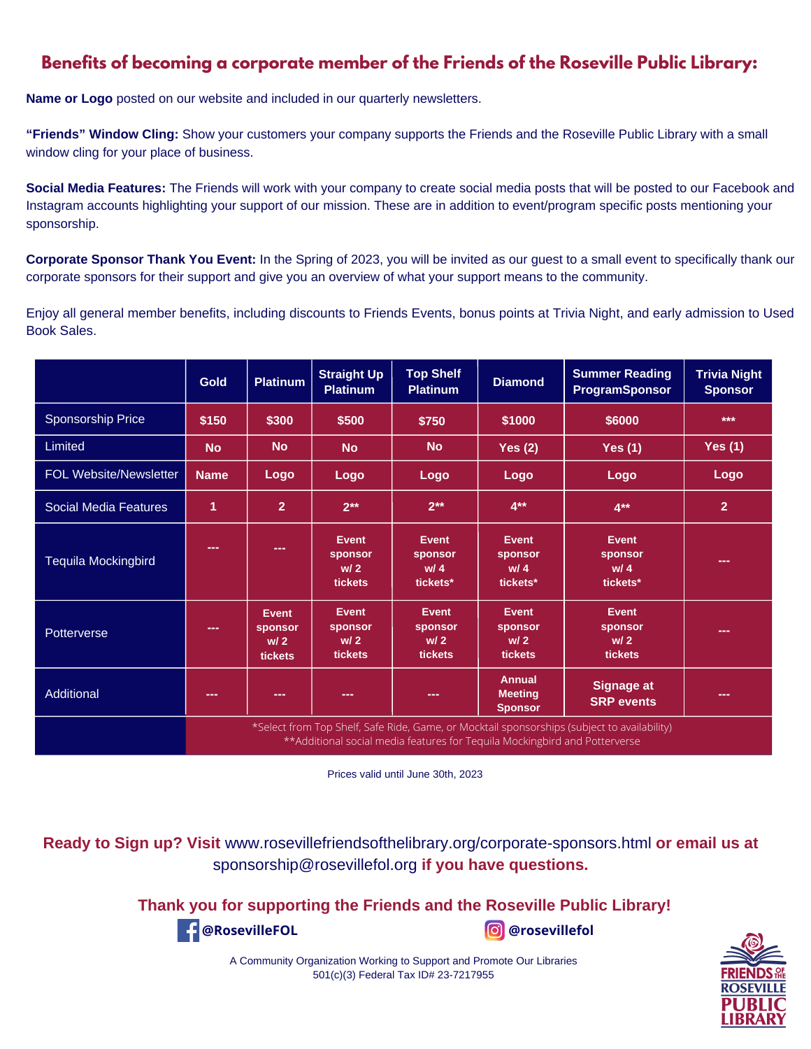## Benefits of becoming a corporate member of the Friends of the Roseville Public Library:

**Name or Logo** posted on our website and included in our quarterly newsletters.

**"Friends" Window Cling:** Show your customers your company supports the Friends and the Roseville Public Library with a small window cling for your place of business.

**Social Media Features:** The Friends will work with your company to create social media posts that will be posted to our Facebook and Instagram accounts highlighting your support of our mission. These are in addition to event/program specific posts mentioning your sponsorship.

**Corporate Sponsor Thank You Event:** In the Spring of 2023, you will be invited as our guest to a small event to specifically thank our corporate sponsors for their support and give you an overview of what your support means to the community.

Enjoy all general member benefits, including discounts to Friends Events, bonus points at Trivia Night, and early admission to Used Book Sales.

| | Gold | Platinum | Straight Up Platinum | Top Shelf Platinum | Diamond | Summer Reading ProgramSponsor | Trivia Night Sponsor |
|---|---|---|---|---|---|---|---|
| Sponsorship Price | $150 | $300 | $500 | $750 | $1000 | $6000 | *** |
| Limited | No | No | No | No | Yes (2) | Yes (1) | Yes (1) |
| FOL Website/Newsletter | Name | Logo | Logo | Logo | Logo | Logo | Logo |
| Social Media Features | 1 | 2 | 2** | 2** | 4** | 4** | 2 |
| Tequila Mockingbird | --- | --- | Event sponsor w/ 2 tickets | Event sponsor w/ 4 tickets* | Event sponsor w/ 4 tickets* | Event sponsor w/ 4 tickets* | --- |
| Potterverse | --- | Event sponsor w/ 2 tickets | Event sponsor w/ 2 tickets | Event sponsor w/ 2 tickets | Event sponsor w/ 2 tickets | Event sponsor w/ 2 tickets | --- |
| Additional | --- | --- | --- | --- | Annual Meeting Sponsor | Signage at SRP events | --- |
| | *Select from Top Shelf, Safe Ride, Game, or Mocktail sponsorships (subject to availability)<br>**Additional social media features for Tequila Mockingbird and Potterverse | | | | | | |

Prices valid until June 30th, 2023

**Ready to Sign up? Visit** www.rosevillefriendsofthelibrary.org/corporate-sponsors.html **or email us at** sponsorship@rosevillefol.org **if you have questions.**

**Thank you for supporting the Friends and the Roseville Public Library!**

@RosevilleFOL

@rosevillefol

A Community Organization Working to Support and Promote Our Libraries
501(c)(3) Federal Tax ID# 23-7217955

FRIENDS OF THE ROSEVILLE PUBLIC LIBRARY